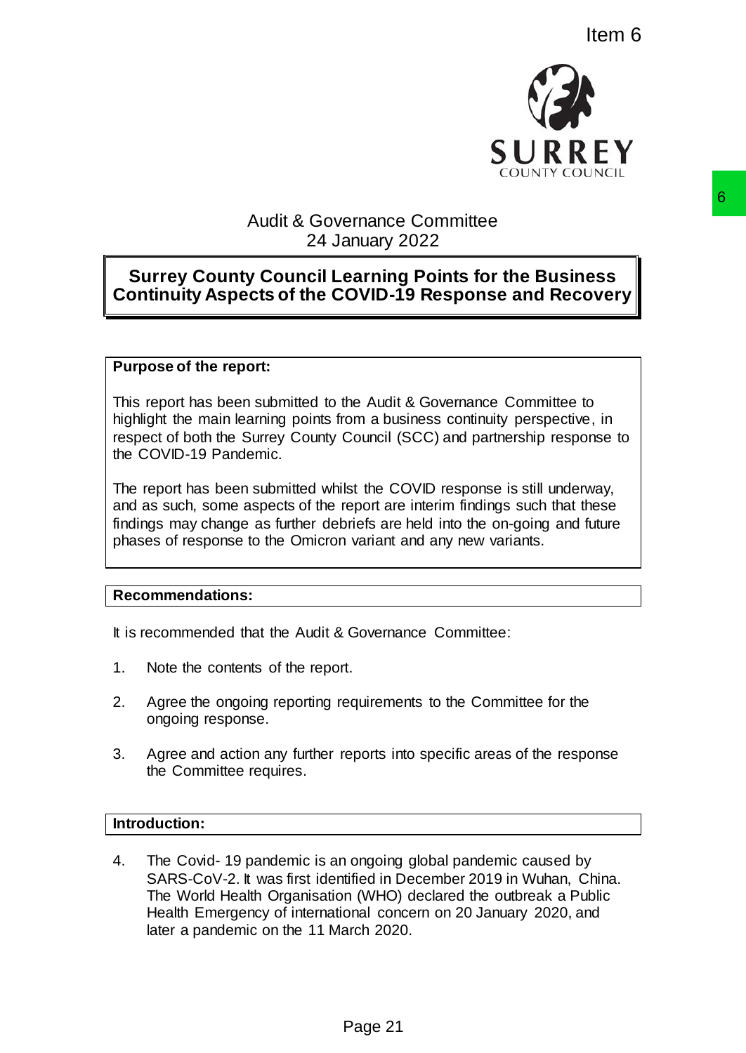Item 6

Audit & Governance Committee
24 January 2022

# Surrey County Council Learning Points for the Business Continuity Aspects of the COVID-19 Response and Recovery

**Purpose of the report:**

This report has been submitted to the Audit & Governance Committee to highlight the main learning points from a business continuity perspective, in respect of both the Surrey County Council (SCC) and partnership response to the COVID-19 Pandemic.

The report has been submitted whilst the COVID response is still underway, and as such, some aspects of the report are interim findings such that these findings may change as further debriefs are held into the on-going and future phases of response to the Omicron variant and any new variants.

**Recommendations:**

It is recommended that the Audit & Governance Committee:

1. Note the contents of the report.
2. Agree the ongoing reporting requirements to the Committee for the ongoing response.
3. Agree and action any further reports into specific areas of the response the Committee requires.

**Introduction:**

4. The Covid- 19 pandemic is an ongoing global pandemic caused by SARS-CoV-2. It was first identified in December 2019 in Wuhan, China. The World Health Organisation (WHO) declared the outbreak a Public Health Emergency of international concern on 20 January 2020, and later a pandemic on the 11 March 2020.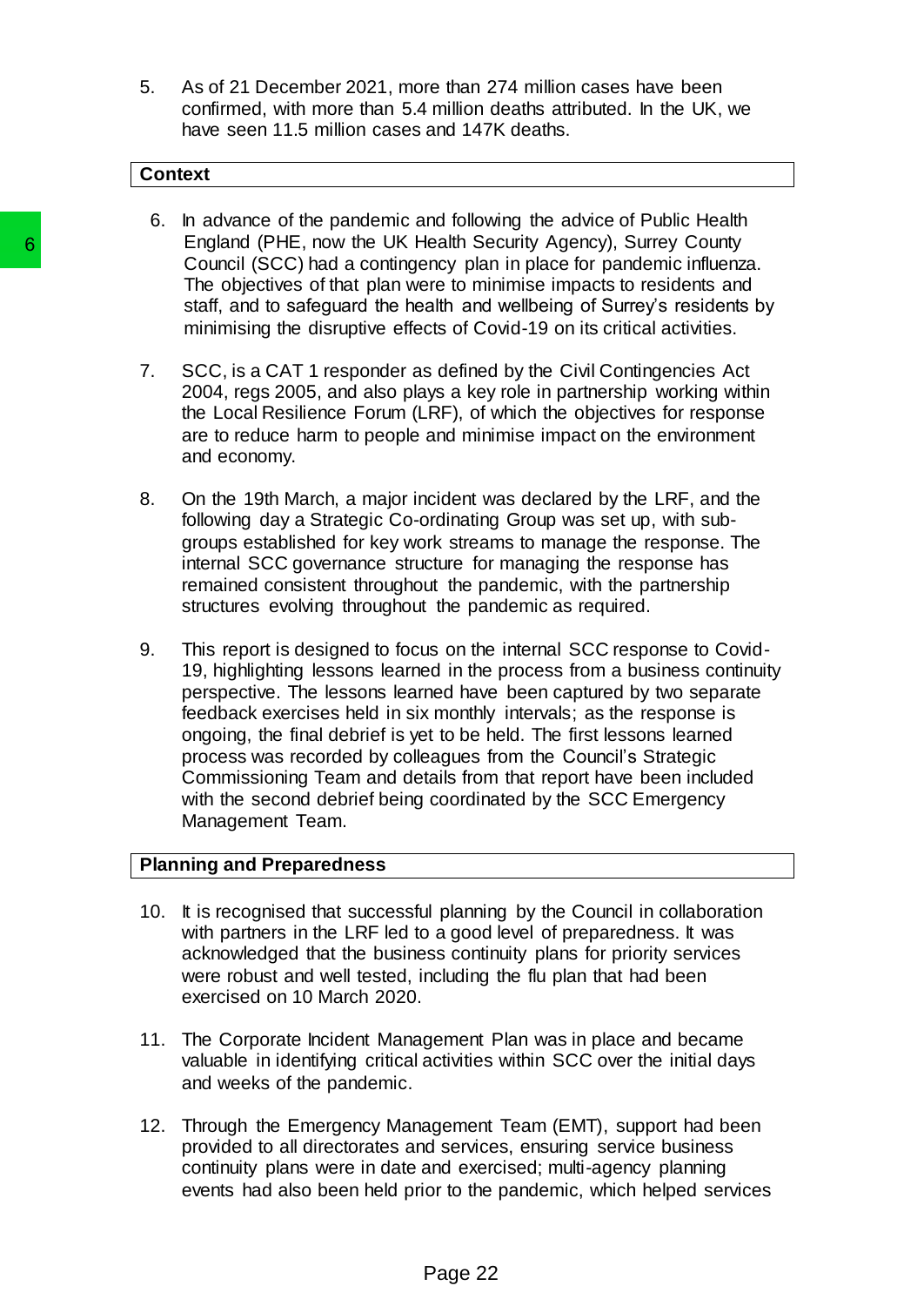5. As of 21 December 2021, more than 274 million cases have been confirmed, with more than 5.4 million deaths attributed. In the UK, we have seen 11.5 million cases and 147K deaths.

## Context

6. In advance of the pandemic and following the advice of Public Health England (PHE, now the UK Health Security Agency), Surrey County Council (SCC) had a contingency plan in place for pandemic influenza. The objectives of that plan were to minimise impacts to residents and staff, and to safeguard the health and wellbeing of Surrey's residents by minimising the disruptive effects of Covid-19 on its critical activities.

7. SCC, is a CAT 1 responder as defined by the Civil Contingencies Act 2004, regs 2005, and also plays a key role in partnership working within the Local Resilience Forum (LRF), of which the objectives for response are to reduce harm to people and minimise impact on the environment and economy.

8. On the 19th March, a major incident was declared by the LRF, and the following day a Strategic Co-ordinating Group was set up, with sub-groups established for key work streams to manage the response. The internal SCC governance structure for managing the response has remained consistent throughout the pandemic, with the partnership structures evolving throughout the pandemic as required.

9. This report is designed to focus on the internal SCC response to Covid-19, highlighting lessons learned in the process from a business continuity perspective. The lessons learned have been captured by two separate feedback exercises held in six monthly intervals; as the response is ongoing, the final debrief is yet to be held. The first lessons learned process was recorded by colleagues from the Council's Strategic Commissioning Team and details from that report have been included with the second debrief being coordinated by the SCC Emergency Management Team.

## Planning and Preparedness

10. It is recognised that successful planning by the Council in collaboration with partners in the LRF led to a good level of preparedness. It was acknowledged that the business continuity plans for priority services were robust and well tested, including the flu plan that had been exercised on 10 March 2020.

11. The Corporate Incident Management Plan was in place and became valuable in identifying critical activities within SCC over the initial days and weeks of the pandemic.

12. Through the Emergency Management Team (EMT), support had been provided to all directorates and services, ensuring service business continuity plans were in date and exercised; multi-agency planning events had also been held prior to the pandemic, which helped services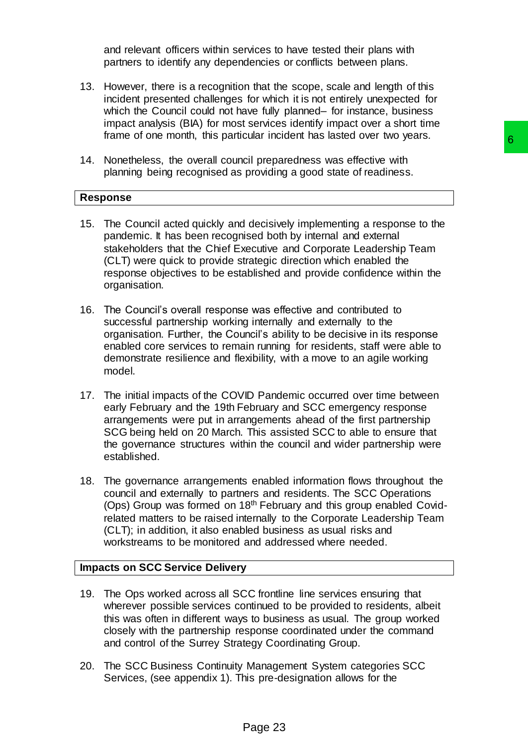and relevant officers within services to have tested their plans with partners to identify any dependencies or conflicts between plans.

13. However, there is a recognition that the scope, scale and length of this incident presented challenges for which it is not entirely unexpected for which the Council could not have fully planned– for instance, business impact analysis (BIA) for most services identify impact over a short time frame of one month, this particular incident has lasted over two years.

14. Nonetheless, the overall council preparedness was effective with planning being recognised as providing a good state of readiness.

## Response

15. The Council acted quickly and decisively implementing a response to the pandemic. It has been recognised both by internal and external stakeholders that the Chief Executive and Corporate Leadership Team (CLT) were quick to provide strategic direction which enabled the response objectives to be established and provide confidence within the organisation.

16. The Council's overall response was effective and contributed to successful partnership working internally and externally to the organisation. Further, the Council's ability to be decisive in its response enabled core services to remain running for residents, staff were able to demonstrate resilience and flexibility, with a move to an agile working model.

17. The initial impacts of the COVID Pandemic occurred over time between early February and the 19th February and SCC emergency response arrangements were put in arrangements ahead of the first partnership SCG being held on 20 March. This assisted SCC to able to ensure that the governance structures within the council and wider partnership were established.

18. The governance arrangements enabled information flows throughout the council and externally to partners and residents. The SCC Operations (Ops) Group was formed on 18th February and this group enabled Covid-related matters to be raised internally to the Corporate Leadership Team (CLT); in addition, it also enabled business as usual risks and workstreams to be monitored and addressed where needed.

## Impacts on SCC Service Delivery

19. The Ops worked across all SCC frontline line services ensuring that wherever possible services continued to be provided to residents, albeit this was often in different ways to business as usual. The group worked closely with the partnership response coordinated under the command and control of the Surrey Strategy Coordinating Group.

20. The SCC Business Continuity Management System categories SCC Services, (see appendix 1). This pre-designation allows for the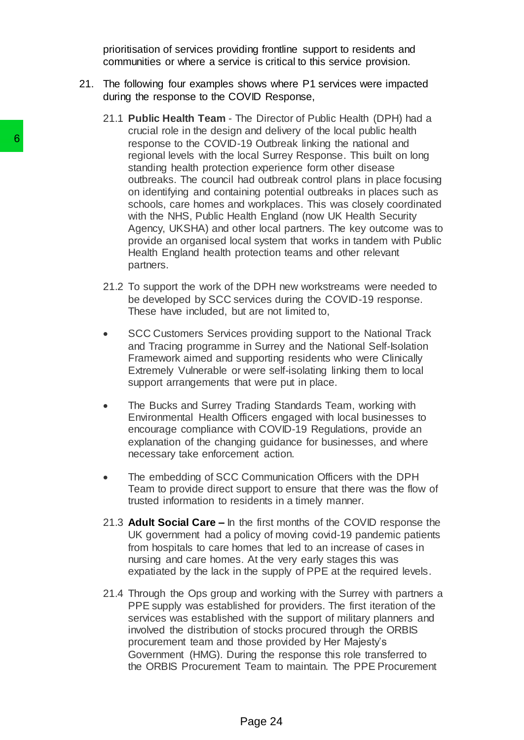prioritisation of services providing frontline support to residents and communities or where a service is critical to this service provision.

21. The following four examples shows where P1 services were impacted during the response to the COVID Response,

    21.1 **Public Health Team** - The Director of Public Health (DPH) had a crucial role in the design and delivery of the local public health response to the COVID-19 Outbreak linking the national and regional levels with the local Surrey Response. This built on long standing health protection experience form other disease outbreaks. The council had outbreak control plans in place focusing on identifying and containing potential outbreaks in places such as schools, care homes and workplaces. This was closely coordinated with the NHS, Public Health England (now UK Health Security Agency, UKSHA) and other local partners. The key outcome was to provide an organised local system that works in tandem with Public Health England health protection teams and other relevant partners.

    21.2 To support the work of the DPH new workstreams were needed to be developed by SCC services during the COVID-19 response. These have included, but are not limited to,

    - SCC Customers Services providing support to the National Track and Tracing programme in Surrey and the National Self-Isolation Framework aimed and supporting residents who were Clinically Extremely Vulnerable or were self-isolating linking them to local support arrangements that were put in place.

    - The Bucks and Surrey Trading Standards Team, working with Environmental Health Officers engaged with local businesses to encourage compliance with COVID-19 Regulations, provide an explanation of the changing guidance for businesses, and where necessary take enforcement action.

    - The embedding of SCC Communication Officers with the DPH Team to provide direct support to ensure that there was the flow of trusted information to residents in a timely manner.

    21.3 **Adult Social Care –** In the first months of the COVID response the UK government had a policy of moving covid-19 pandemic patients from hospitals to care homes that led to an increase of cases in nursing and care homes. At the very early stages this was expatiated by the lack in the supply of PPE at the required levels.

    21.4 Through the Ops group and working with the Surrey with partners a PPE supply was established for providers. The first iteration of the services was established with the support of military planners and involved the distribution of stocks procured through the ORBIS procurement team and those provided by Her Majesty's Government (HMG). During the response this role transferred to the ORBIS Procurement Team to maintain. The PPE Procurement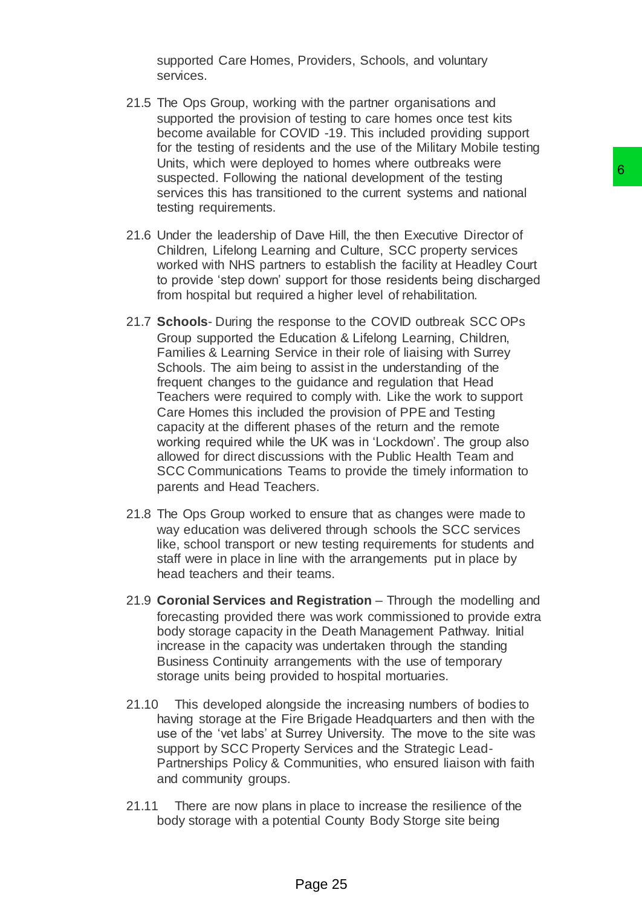supported Care Homes, Providers, Schools, and voluntary services.

21.5 The Ops Group, working with the partner organisations and supported the provision of testing to care homes once test kits become available for COVID -19. This included providing support for the testing of residents and the use of the Military Mobile testing Units, which were deployed to homes where outbreaks were suspected. Following the national development of the testing services this has transitioned to the current systems and national testing requirements.

21.6 Under the leadership of Dave Hill, the then Executive Director of Children, Lifelong Learning and Culture, SCC property services worked with NHS partners to establish the facility at Headley Court to provide 'step down' support for those residents being discharged from hospital but required a higher level of rehabilitation.

21.7 **Schools**- During the response to the COVID outbreak SCC OPs Group supported the Education & Lifelong Learning, Children, Families & Learning Service in their role of liaising with Surrey Schools. The aim being to assist in the understanding of the frequent changes to the guidance and regulation that Head Teachers were required to comply with. Like the work to support Care Homes this included the provision of PPE and Testing capacity at the different phases of the return and the remote working required while the UK was in 'Lockdown'. The group also allowed for direct discussions with the Public Health Team and SCC Communications Teams to provide the timely information to parents and Head Teachers.

21.8 The Ops Group worked to ensure that as changes were made to way education was delivered through schools the SCC services like, school transport or new testing requirements for students and staff were in place in line with the arrangements put in place by head teachers and their teams.

21.9 **Coronial Services and Registration** – Through the modelling and forecasting provided there was work commissioned to provide extra body storage capacity in the Death Management Pathway. Initial increase in the capacity was undertaken through the standing Business Continuity arrangements with the use of temporary storage units being provided to hospital mortuaries.

21.10 This developed alongside the increasing numbers of bodies to having storage at the Fire Brigade Headquarters and then with the use of the 'vet labs' at Surrey University. The move to the site was support by SCC Property Services and the Strategic Lead-Partnerships Policy & Communities, who ensured liaison with faith and community groups.

21.11 There are now plans in place to increase the resilience of the body storage with a potential County Body Storge site being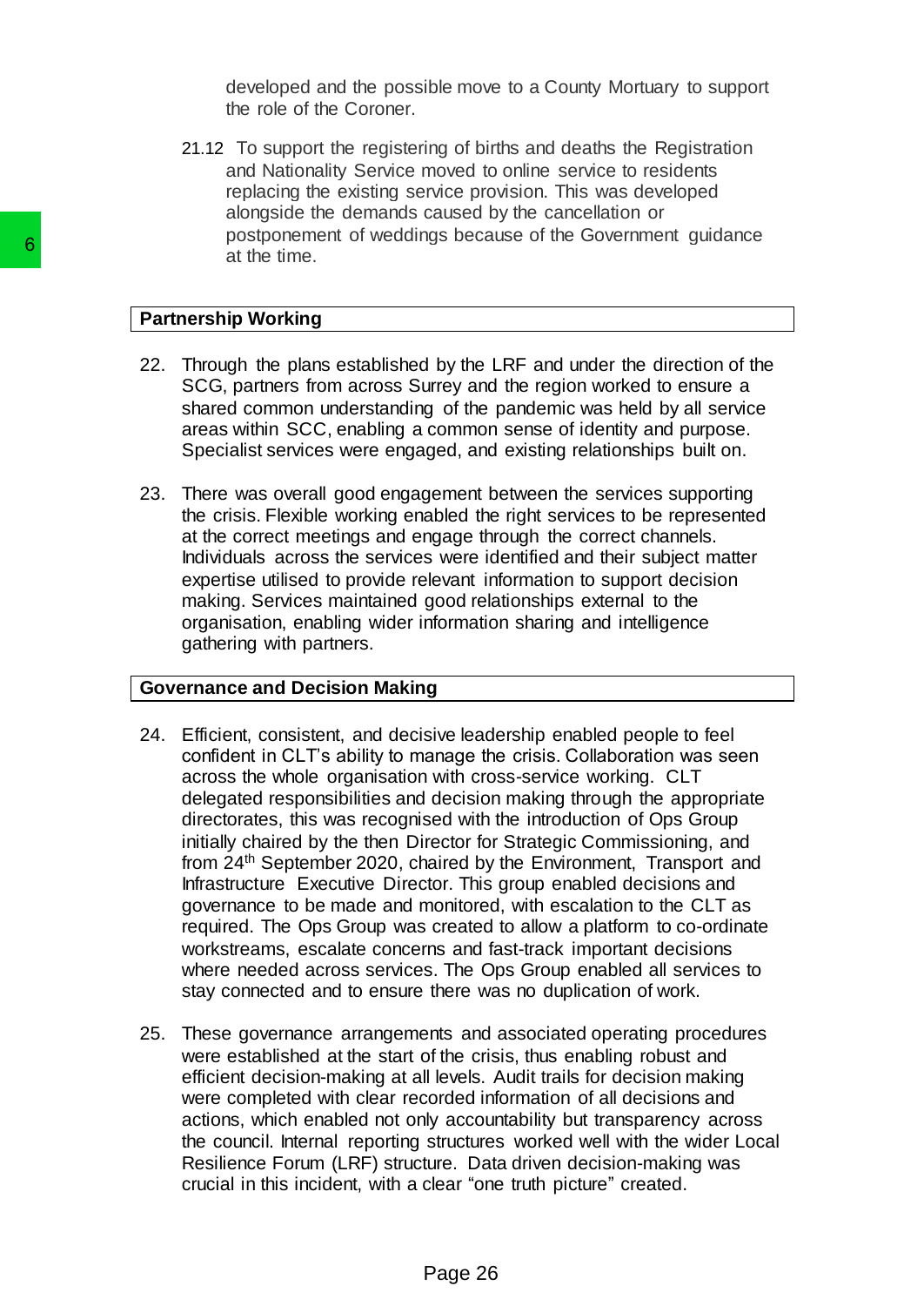developed and the possible move to a County Mortuary to support the role of the Coroner.

21.12 To support the registering of births and deaths the Registration and Nationality Service moved to online service to residents replacing the existing service provision. This was developed alongside the demands caused by the cancellation or postponement of weddings because of the Government guidance at the time.

## Partnership Working

22. Through the plans established by the LRF and under the direction of the SCG, partners from across Surrey and the region worked to ensure a shared common understanding of the pandemic was held by all service areas within SCC, enabling a common sense of identity and purpose. Specialist services were engaged, and existing relationships built on.

23. There was overall good engagement between the services supporting the crisis. Flexible working enabled the right services to be represented at the correct meetings and engage through the correct channels. Individuals across the services were identified and their subject matter expertise utilised to provide relevant information to support decision making. Services maintained good relationships external to the organisation, enabling wider information sharing and intelligence gathering with partners.

## Governance and Decision Making

24. Efficient, consistent, and decisive leadership enabled people to feel confident in CLT's ability to manage the crisis. Collaboration was seen across the whole organisation with cross-service working. CLT delegated responsibilities and decision making through the appropriate directorates, this was recognised with the introduction of Ops Group initially chaired by the then Director for Strategic Commissioning, and from 24th September 2020, chaired by the Environment, Transport and Infrastructure Executive Director. This group enabled decisions and governance to be made and monitored, with escalation to the CLT as required. The Ops Group was created to allow a platform to co-ordinate workstreams, escalate concerns and fast-track important decisions where needed across services. The Ops Group enabled all services to stay connected and to ensure there was no duplication of work.

25. These governance arrangements and associated operating procedures were established at the start of the crisis, thus enabling robust and efficient decision-making at all levels. Audit trails for decision making were completed with clear recorded information of all decisions and actions, which enabled not only accountability but transparency across the council. Internal reporting structures worked well with the wider Local Resilience Forum (LRF) structure. Data driven decision-making was crucial in this incident, with a clear "one truth picture" created.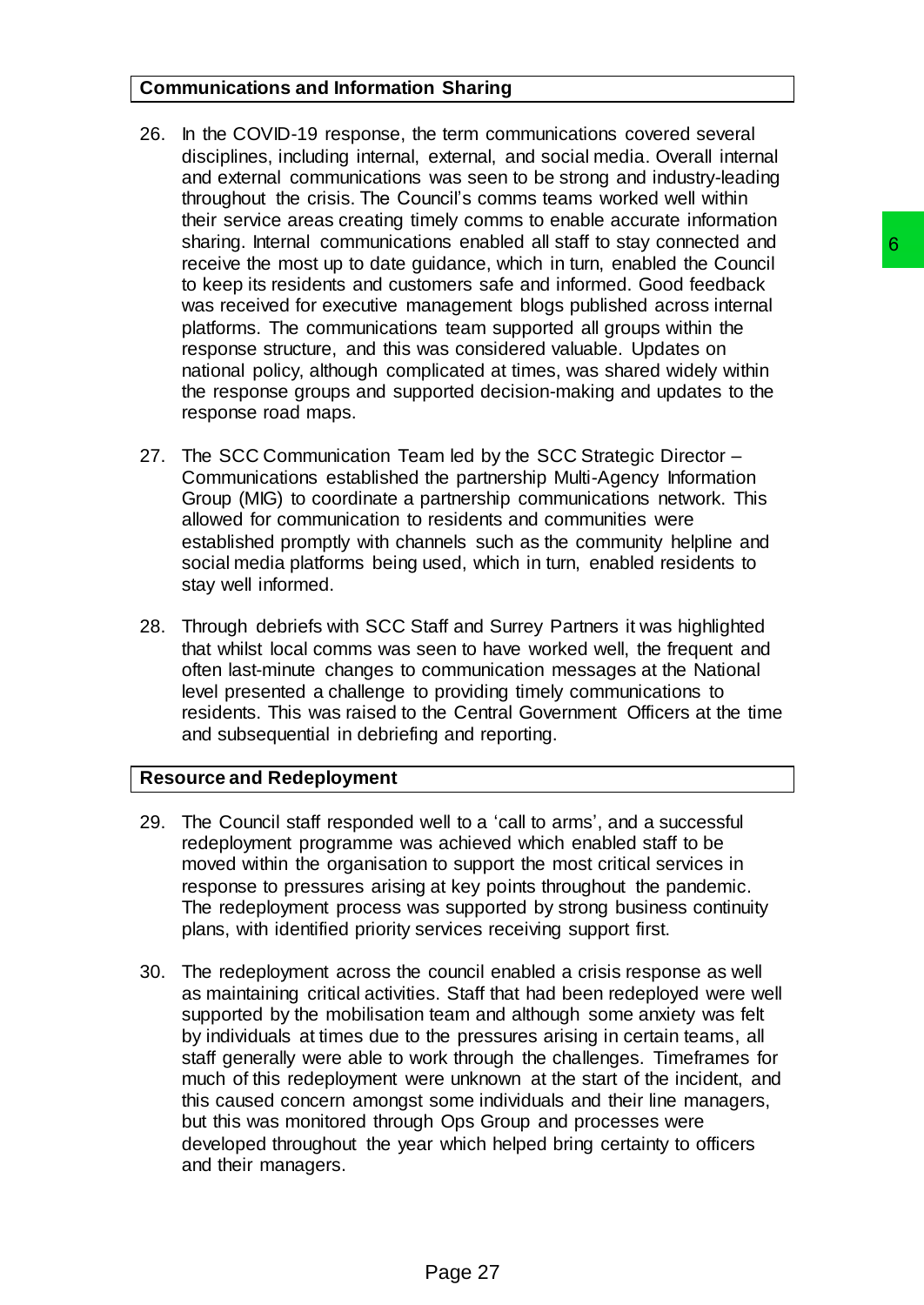## Communications and Information Sharing

26. In the COVID-19 response, the term communications covered several disciplines, including internal, external, and social media. Overall internal and external communications was seen to be strong and industry-leading throughout the crisis. The Council's comms teams worked well within their service areas creating timely comms to enable accurate information sharing. Internal communications enabled all staff to stay connected and receive the most up to date guidance, which in turn, enabled the Council to keep its residents and customers safe and informed. Good feedback was received for executive management blogs published across internal platforms. The communications team supported all groups within the response structure, and this was considered valuable. Updates on national policy, although complicated at times, was shared widely within the response groups and supported decision-making and updates to the response road maps.

27. The SCC Communication Team led by the SCC Strategic Director – Communications established the partnership Multi-Agency Information Group (MIG) to coordinate a partnership communications network. This allowed for communication to residents and communities were established promptly with channels such as the community helpline and social media platforms being used, which in turn, enabled residents to stay well informed.

28. Through debriefs with SCC Staff and Surrey Partners it was highlighted that whilst local comms was seen to have worked well, the frequent and often last-minute changes to communication messages at the National level presented a challenge to providing timely communications to residents. This was raised to the Central Government Officers at the time and subsequential in debriefing and reporting.

## Resource and Redeployment

29. The Council staff responded well to a 'call to arms', and a successful redeployment programme was achieved which enabled staff to be moved within the organisation to support the most critical services in response to pressures arising at key points throughout the pandemic. The redeployment process was supported by strong business continuity plans, with identified priority services receiving support first.

30. The redeployment across the council enabled a crisis response as well as maintaining critical activities. Staff that had been redeployed were well supported by the mobilisation team and although some anxiety was felt by individuals at times due to the pressures arising in certain teams, all staff generally were able to work through the challenges. Timeframes for much of this redeployment were unknown at the start of the incident, and this caused concern amongst some individuals and their line managers, but this was monitored through Ops Group and processes were developed throughout the year which helped bring certainty to officers and their managers.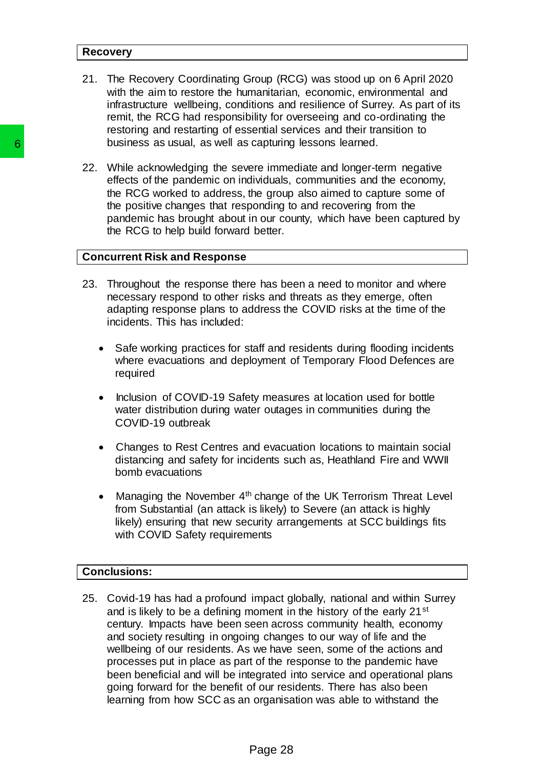## Recovery

21. The Recovery Coordinating Group (RCG) was stood up on 6 April 2020 with the aim to restore the humanitarian, economic, environmental and infrastructure wellbeing, conditions and resilience of Surrey. As part of its remit, the RCG had responsibility for overseeing and co-ordinating the restoring and restarting of essential services and their transition to business as usual, as well as capturing lessons learned.

22. While acknowledging the severe immediate and longer-term negative effects of the pandemic on individuals, communities and the economy, the RCG worked to address, the group also aimed to capture some of the positive changes that responding to and recovering from the pandemic has brought about in our county, which have been captured by the RCG to help build forward better.

## Concurrent Risk and Response

23. Throughout the response there has been a need to monitor and where necessary respond to other risks and threats as they emerge, often adapting response plans to address the COVID risks at the time of the incidents. This has included:

    - Safe working practices for staff and residents during flooding incidents where evacuations and deployment of Temporary Flood Defences are required
    - Inclusion of COVID-19 Safety measures at location used for bottle water distribution during water outages in communities during the COVID-19 outbreak
    - Changes to Rest Centres and evacuation locations to maintain social distancing and safety for incidents such as, Heathland Fire and WWII bomb evacuations
    - Managing the November 4th change of the UK Terrorism Threat Level from Substantial (an attack is likely) to Severe (an attack is highly likely) ensuring that new security arrangements at SCC buildings fits with COVID Safety requirements

## Conclusions:

25. Covid-19 has had a profound impact globally, national and within Surrey and is likely to be a defining moment in the history of the early 21st century. Impacts have been seen across community health, economy and society resulting in ongoing changes to our way of life and the wellbeing of our residents. As we have seen, some of the actions and processes put in place as part of the response to the pandemic have been beneficial and will be integrated into service and operational plans going forward for the benefit of our residents. There has also been learning from how SCC as an organisation was able to withstand the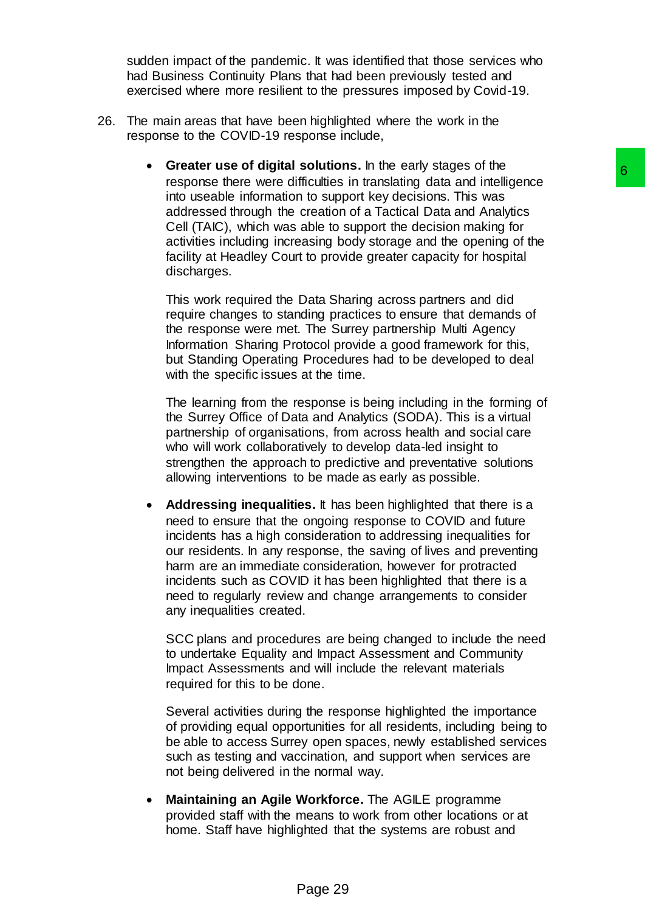sudden impact of the pandemic. It was identified that those services who had Business Continuity Plans that had been previously tested and exercised where more resilient to the pressures imposed by Covid-19.

26. The main areas that have been highlighted where the work in the response to the COVID-19 response include,

    - **Greater use of digital solutions.** In the early stages of the response there were difficulties in translating data and intelligence into useable information to support key decisions. This was addressed through the creation of a Tactical Data and Analytics Cell (TAIC), which was able to support the decision making for activities including increasing body storage and the opening of the facility at Headley Court to provide greater capacity for hospital discharges.

      This work required the Data Sharing across partners and did require changes to standing practices to ensure that demands of the response were met. The Surrey partnership Multi Agency Information Sharing Protocol provide a good framework for this, but Standing Operating Procedures had to be developed to deal with the specific issues at the time.

      The learning from the response is being including in the forming of the Surrey Office of Data and Analytics (SODA). This is a virtual partnership of organisations, from across health and social care who will work collaboratively to develop data-led insight to strengthen the approach to predictive and preventative solutions allowing interventions to be made as early as possible.

    - **Addressing inequalities.** It has been highlighted that there is a need to ensure that the ongoing response to COVID and future incidents has a high consideration to addressing inequalities for our residents. In any response, the saving of lives and preventing harm are an immediate consideration, however for protracted incidents such as COVID it has been highlighted that there is a need to regularly review and change arrangements to consider any inequalities created.

      SCC plans and procedures are being changed to include the need to undertake Equality and Impact Assessment and Community Impact Assessments and will include the relevant materials required for this to be done.

      Several activities during the response highlighted the importance of providing equal opportunities for all residents, including being to be able to access Surrey open spaces, newly established services such as testing and vaccination, and support when services are not being delivered in the normal way.

    - **Maintaining an Agile Workforce.** The AGILE programme provided staff with the means to work from other locations or at home. Staff have highlighted that the systems are robust and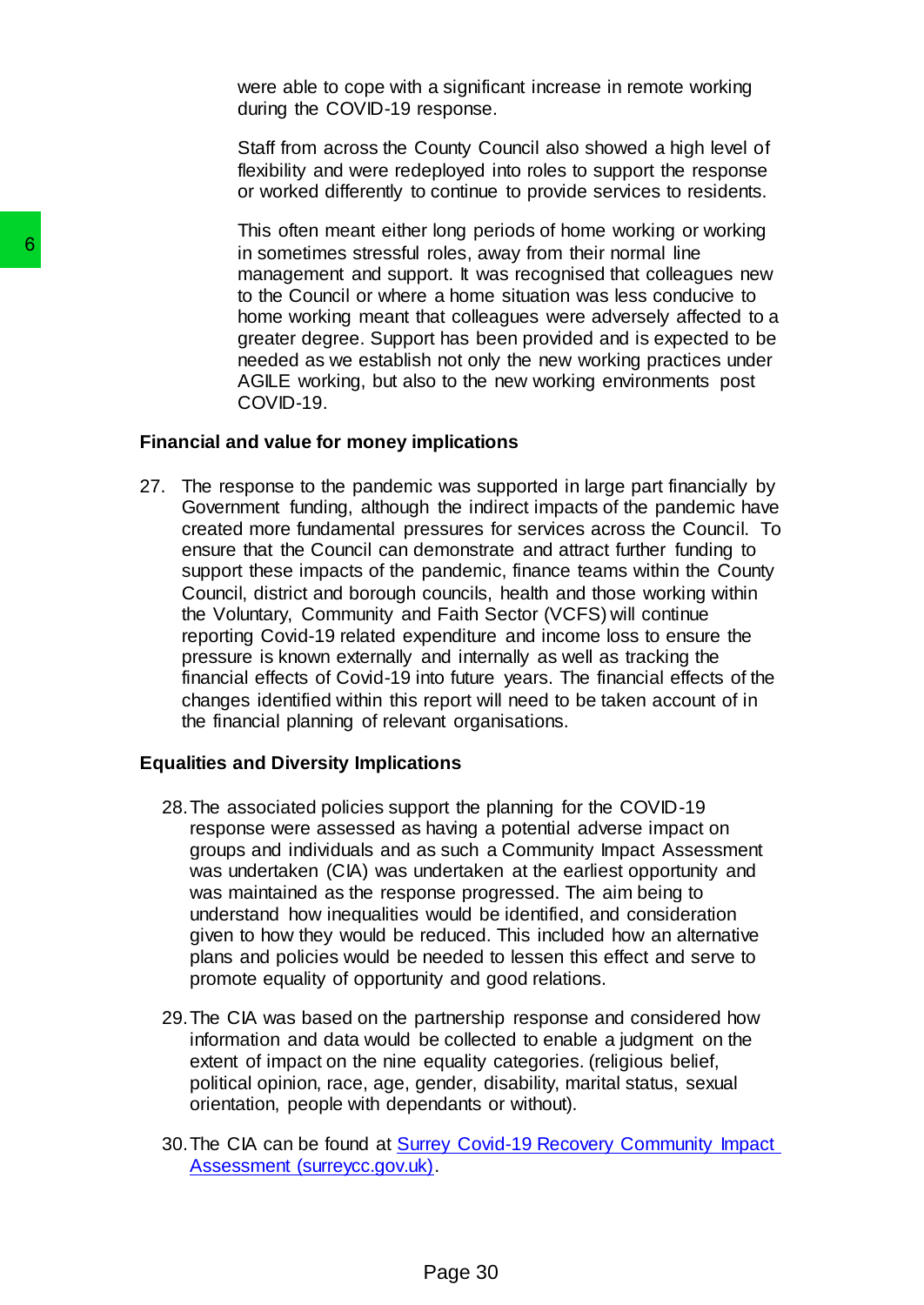were able to cope with a significant increase in remote working during the COVID-19 response.

Staff from across the County Council also showed a high level of flexibility and were redeployed into roles to support the response or worked differently to continue to provide services to residents.

This often meant either long periods of home working or working in sometimes stressful roles, away from their normal line management and support. It was recognised that colleagues new to the Council or where a home situation was less conducive to home working meant that colleagues were adversely affected to a greater degree. Support has been provided and is expected to be needed as we establish not only the new working practices under AGILE working, but also to the new working environments post COVID-19.

**Financial and value for money implications**

27. The response to the pandemic was supported in large part financially by Government funding, although the indirect impacts of the pandemic have created more fundamental pressures for services across the Council. To ensure that the Council can demonstrate and attract further funding to support these impacts of the pandemic, finance teams within the County Council, district and borough councils, health and those working within the Voluntary, Community and Faith Sector (VCFS) will continue reporting Covid-19 related expenditure and income loss to ensure the pressure is known externally and internally as well as tracking the financial effects of Covid-19 into future years. The financial effects of the changes identified within this report will need to be taken account of in the financial planning of relevant organisations.

**Equalities and Diversity Implications**

28. The associated policies support the planning for the COVID-19 response were assessed as having a potential adverse impact on groups and individuals and as such a Community Impact Assessment was undertaken (CIA) was undertaken at the earliest opportunity and was maintained as the response progressed. The aim being to understand how inequalities would be identified, and consideration given to how they would be reduced. This included how an alternative plans and policies would be needed to lessen this effect and serve to promote equality of opportunity and good relations.

29. The CIA was based on the partnership response and considered how information and data would be collected to enable a judgment on the extent of impact on the nine equality categories. (religious belief, political opinion, race, age, gender, disability, marital status, sexual orientation, people with dependants or without).

30. The CIA can be found at [Surrey Covid-19 Recovery Community Impact Assessment (surreycc.gov.uk)](surreycc.gov.uk).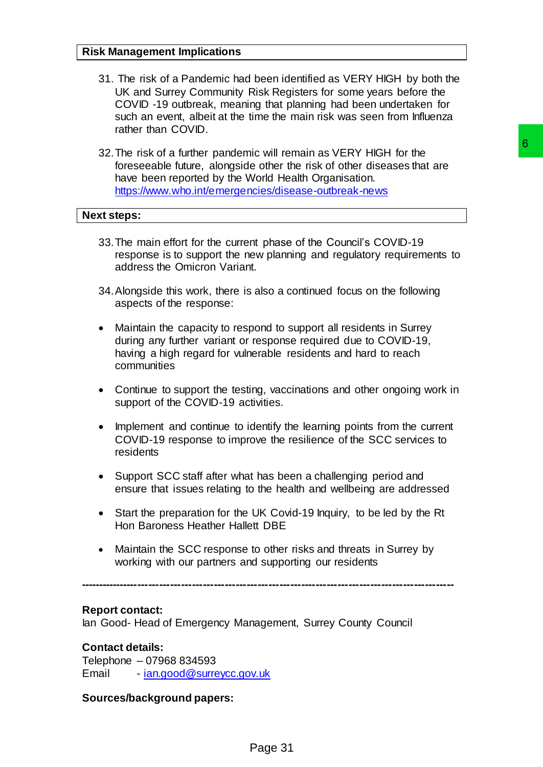## Risk Management Implications

31. The risk of a Pandemic had been identified as VERY HIGH by both the UK and Surrey Community Risk Registers for some years before the COVID -19 outbreak, meaning that planning had been undertaken for such an event, albeit at the time the main risk was seen from Influenza rather than COVID.

32. The risk of a further pandemic will remain as VERY HIGH for the foreseeable future, alongside other the risk of other diseases that are have been reported by the World Health Organisation. https://www.who.int/emergencies/disease-outbreak-news

## Next steps:

33. The main effort for the current phase of the Council's COVID-19 response is to support the new planning and regulatory requirements to address the Omicron Variant.

34. Alongside this work, there is also a continued focus on the following aspects of the response:

- Maintain the capacity to respond to support all residents in Surrey during any further variant or response required due to COVID-19, having a high regard for vulnerable residents and hard to reach communities
- Continue to support the testing, vaccinations and other ongoing work in support of the COVID-19 activities.
- Implement and continue to identify the learning points from the current COVID-19 response to improve the resilience of the SCC services to residents
- Support SCC staff after what has been a challenging period and ensure that issues relating to the health and wellbeing are addressed
- Start the preparation for the UK Covid-19 Inquiry, to be led by the Rt Hon Baroness Heather Hallett DBE
- Maintain the SCC response to other risks and threats in Surrey by working with our partners and supporting our residents

---

**Report contact:**
Ian Good- Head of Emergency Management, Surrey County Council

**Contact details:**
Telephone – 07968 834593
Email - ian.good@surreycc.gov.uk

**Sources/background papers:**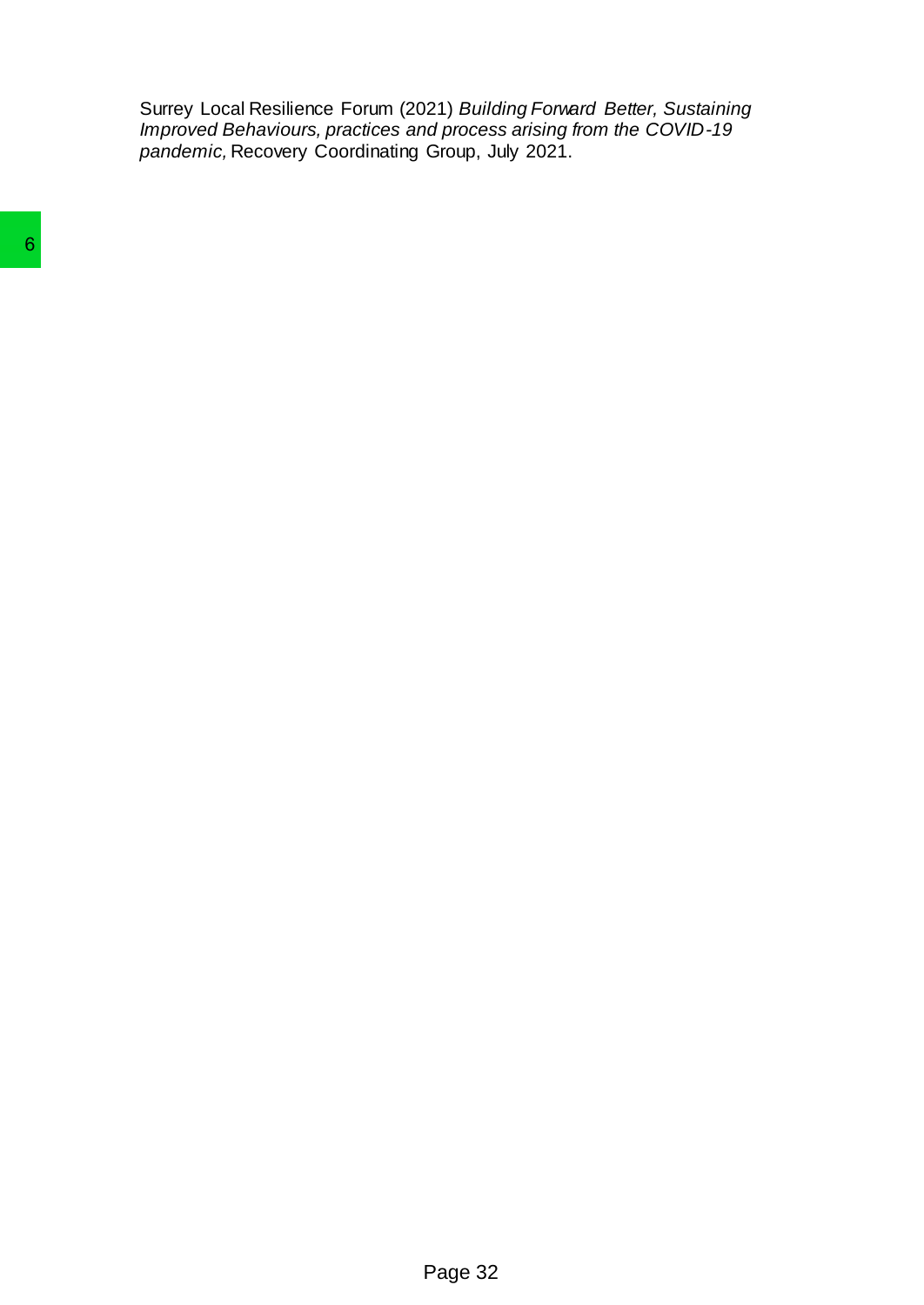Surrey Local Resilience Forum (2021) *Building Forward Better, Sustaining Improved Behaviours, practices and process arising from the COVID-19 pandemic,* Recovery Coordinating Group, July 2021.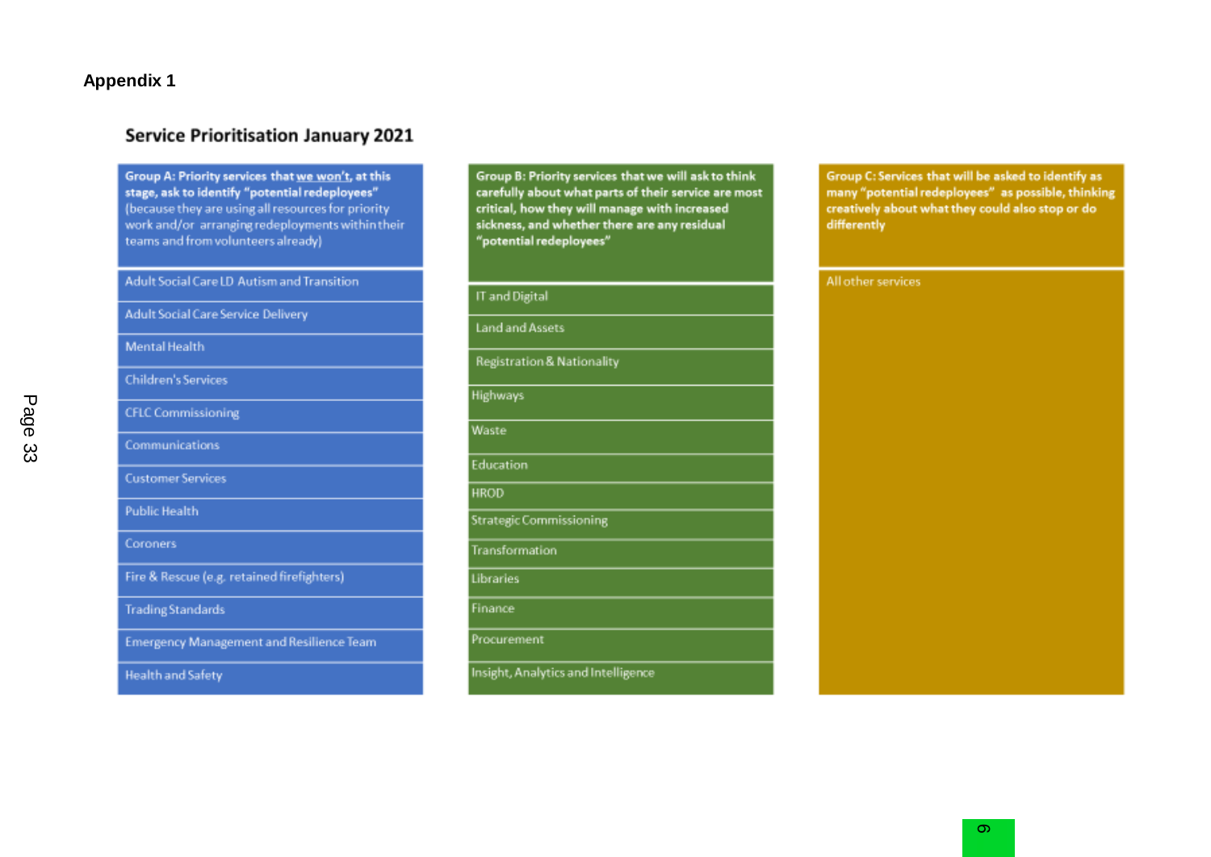**Appendix 1**

## Service Prioritisation January 2021

| Group A: Priority services that <u>we won't</u>, at this stage, ask to identify "potential redeployees" (because they are using all resources for priority work and/or arranging redeployments within their teams and from volunteers already) | Group B: Priority services that we will ask to think carefully about what parts of their service are most critical, how they will manage with increased sickness, and whether there are any residual "potential redeployees" | Group C: Services that will be asked to identify as many "potential redeployees" as possible, thinking creatively about what they could also stop or do differently |
|---|---|---|
| Adult Social Care LD Autism and Transition | IT and Digital | All other services |
| Adult Social Care Service Delivery | Land and Assets | |
| Mental Health | Registration & Nationality | |
| Children's Services | Highways | |
| CFLC Commissioning | Waste | |
| Communications | Education | |
| Customer Services | HROD | |
| Public Health | Strategic Commissioning | |
| Coroners | Transformation | |
| Fire & Rescue (e.g. retained firefighters) | Libraries | |
| Trading Standards | Finance | |
| Emergency Management and Resilience Team | Procurement | |
| Health and Safety | Insight, Analytics and Intelligence | |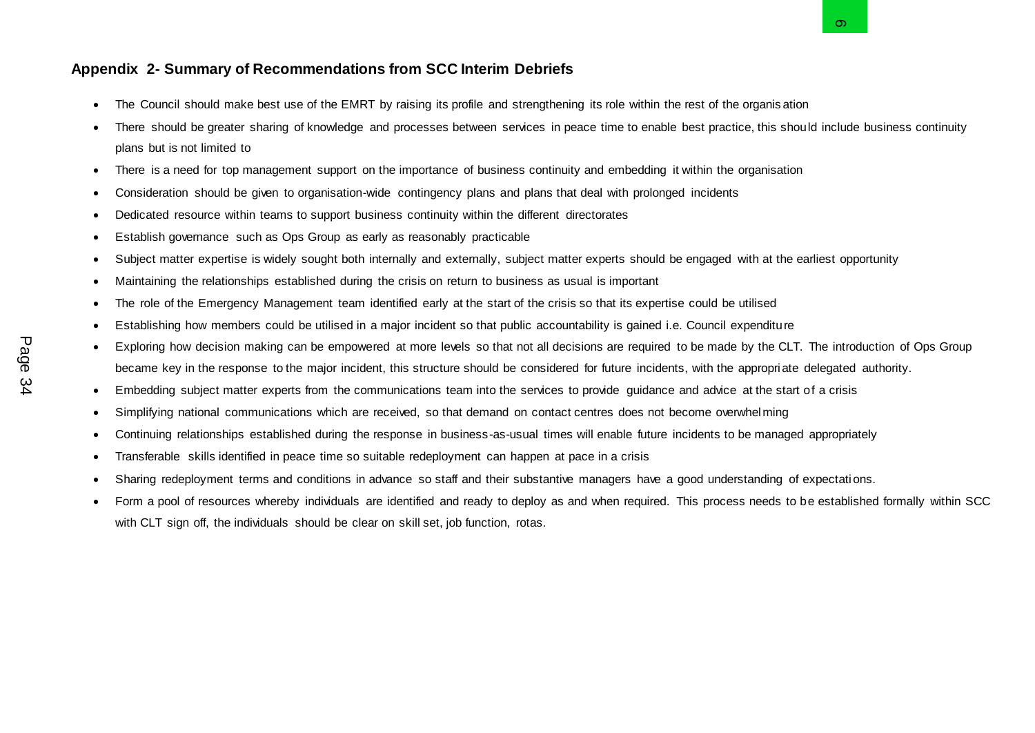## Appendix 2- Summary of Recommendations from SCC Interim Debriefs

- The Council should make best use of the EMRT by raising its profile and strengthening its role within the rest of the organisation
- There should be greater sharing of knowledge and processes between services in peace time to enable best practice, this should include business continuity plans but is not limited to
- There is a need for top management support on the importance of business continuity and embedding it within the organisation
- Consideration should be given to organisation-wide contingency plans and plans that deal with prolonged incidents
- Dedicated resource within teams to support business continuity within the different directorates
- Establish governance such as Ops Group as early as reasonably practicable
- Subject matter expertise is widely sought both internally and externally, subject matter experts should be engaged with at the earliest opportunity
- Maintaining the relationships established during the crisis on return to business as usual is important
- The role of the Emergency Management team identified early at the start of the crisis so that its expertise could be utilised
- Establishing how members could be utilised in a major incident so that public accountability is gained i.e. Council expenditure
- Exploring how decision making can be empowered at more levels so that not all decisions are required to be made by the CLT. The introduction of Ops Group became key in the response to the major incident, this structure should be considered for future incidents, with the appropriate delegated authority.
- Embedding subject matter experts from the communications team into the services to provide guidance and advice at the start of a crisis
- Simplifying national communications which are received, so that demand on contact centres does not become overwhelming
- Continuing relationships established during the response in business-as-usual times will enable future incidents to be managed appropriately
- Transferable skills identified in peace time so suitable redeployment can happen at pace in a crisis
- Sharing redeployment terms and conditions in advance so staff and their substantive managers have a good understanding of expectations.
- Form a pool of resources whereby individuals are identified and ready to deploy as and when required. This process needs to be established formally within SCC with CLT sign off, the individuals should be clear on skill set, job function, rotas.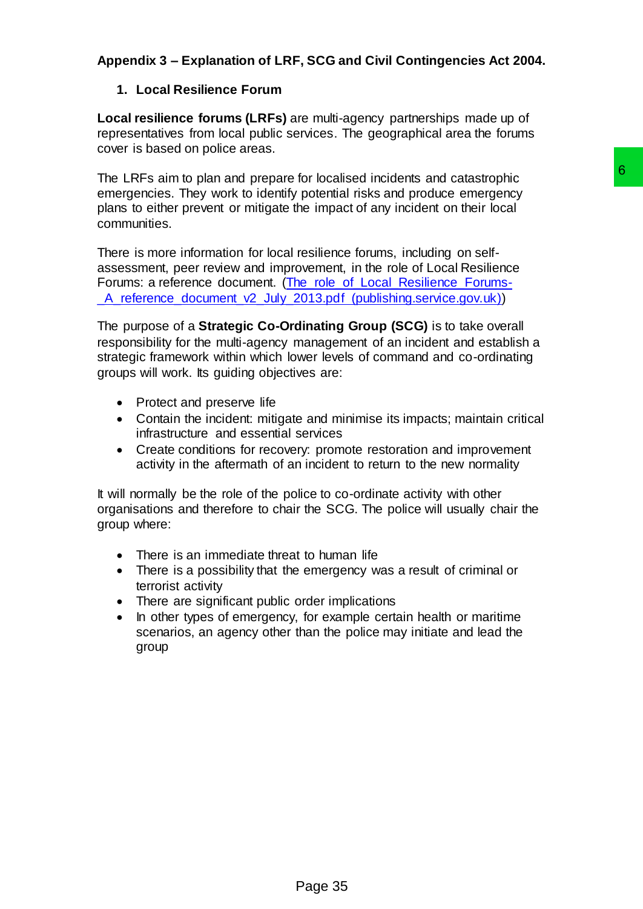## Appendix 3 – Explanation of LRF, SCG and Civil Contingencies Act 2004.

### 1. Local Resilience Forum

**Local resilience forums (LRFs)** are multi-agency partnerships made up of representatives from local public services. The geographical area the forums cover is based on police areas.

The LRFs aim to plan and prepare for localised incidents and catastrophic emergencies. They work to identify potential risks and produce emergency plans to either prevent or mitigate the impact of any incident on their local communities.

There is more information for local resilience forums, including on self-assessment, peer review and improvement, in the role of Local Resilience Forums: a reference document. (The_role_of_Local_Resilience_Forums-_A_reference_document_v2_July_2013.pdf (publishing.service.gov.uk))

The purpose of a **Strategic Co-Ordinating Group (SCG)** is to take overall responsibility for the multi-agency management of an incident and establish a strategic framework within which lower levels of command and co-ordinating groups will work. Its guiding objectives are:

- Protect and preserve life
- Contain the incident: mitigate and minimise its impacts; maintain critical infrastructure and essential services
- Create conditions for recovery: promote restoration and improvement activity in the aftermath of an incident to return to the new normality

It will normally be the role of the police to co-ordinate activity with other organisations and therefore to chair the SCG. The police will usually chair the group where:

- There is an immediate threat to human life
- There is a possibility that the emergency was a result of criminal or terrorist activity
- There are significant public order implications
- In other types of emergency, for example certain health or maritime scenarios, an agency other than the police may initiate and lead the group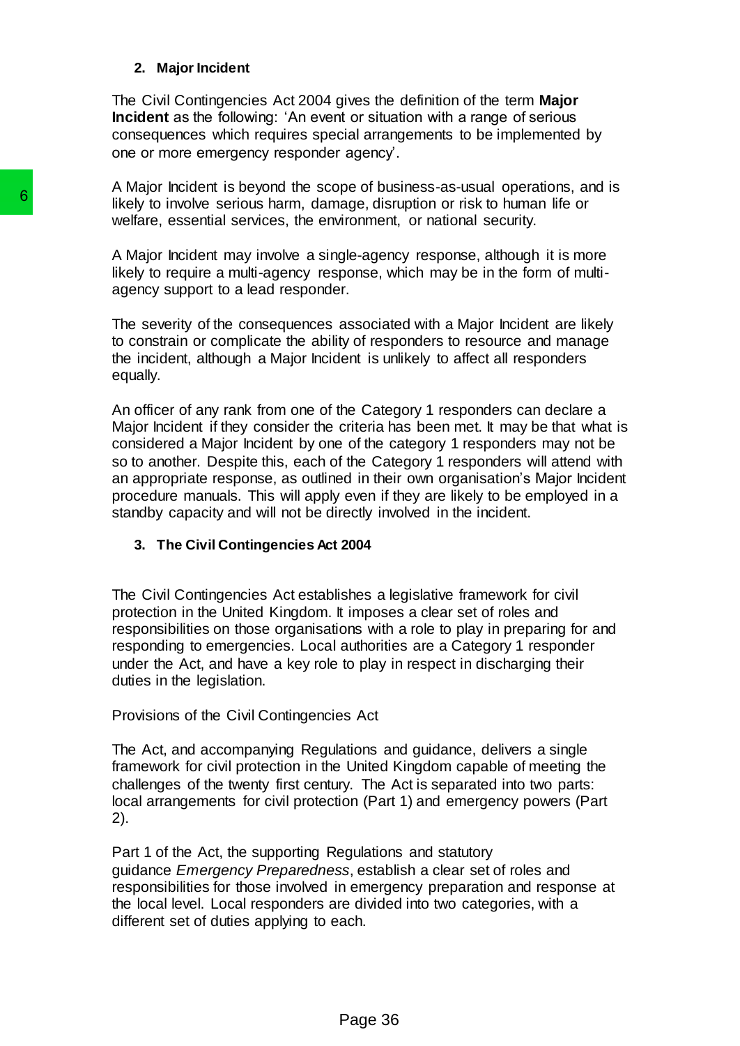## 2. Major Incident

The Civil Contingencies Act 2004 gives the definition of the term **Major Incident** as the following: 'An event or situation with a range of serious consequences which requires special arrangements to be implemented by one or more emergency responder agency'.

A Major Incident is beyond the scope of business-as-usual operations, and is likely to involve serious harm, damage, disruption or risk to human life or welfare, essential services, the environment, or national security.

A Major Incident may involve a single-agency response, although it is more likely to require a multi-agency response, which may be in the form of multi-agency support to a lead responder.

The severity of the consequences associated with a Major Incident are likely to constrain or complicate the ability of responders to resource and manage the incident, although a Major Incident is unlikely to affect all responders equally.

An officer of any rank from one of the Category 1 responders can declare a Major Incident if they consider the criteria has been met. It may be that what is considered a Major Incident by one of the category 1 responders may not be so to another. Despite this, each of the Category 1 responders will attend with an appropriate response, as outlined in their own organisation's Major Incident procedure manuals. This will apply even if they are likely to be employed in a standby capacity and will not be directly involved in the incident.

## 3. The Civil Contingencies Act 2004

The Civil Contingencies Act establishes a legislative framework for civil protection in the United Kingdom. It imposes a clear set of roles and responsibilities on those organisations with a role to play in preparing for and responding to emergencies. Local authorities are a Category 1 responder under the Act, and have a key role to play in respect in discharging their duties in the legislation.

Provisions of the Civil Contingencies Act

The Act, and accompanying Regulations and guidance, delivers a single framework for civil protection in the United Kingdom capable of meeting the challenges of the twenty first century. The Act is separated into two parts: local arrangements for civil protection (Part 1) and emergency powers (Part 2).

Part 1 of the Act, the supporting Regulations and statutory guidance *Emergency Preparedness*, establish a clear set of roles and responsibilities for those involved in emergency preparation and response at the local level. Local responders are divided into two categories, with a different set of duties applying to each.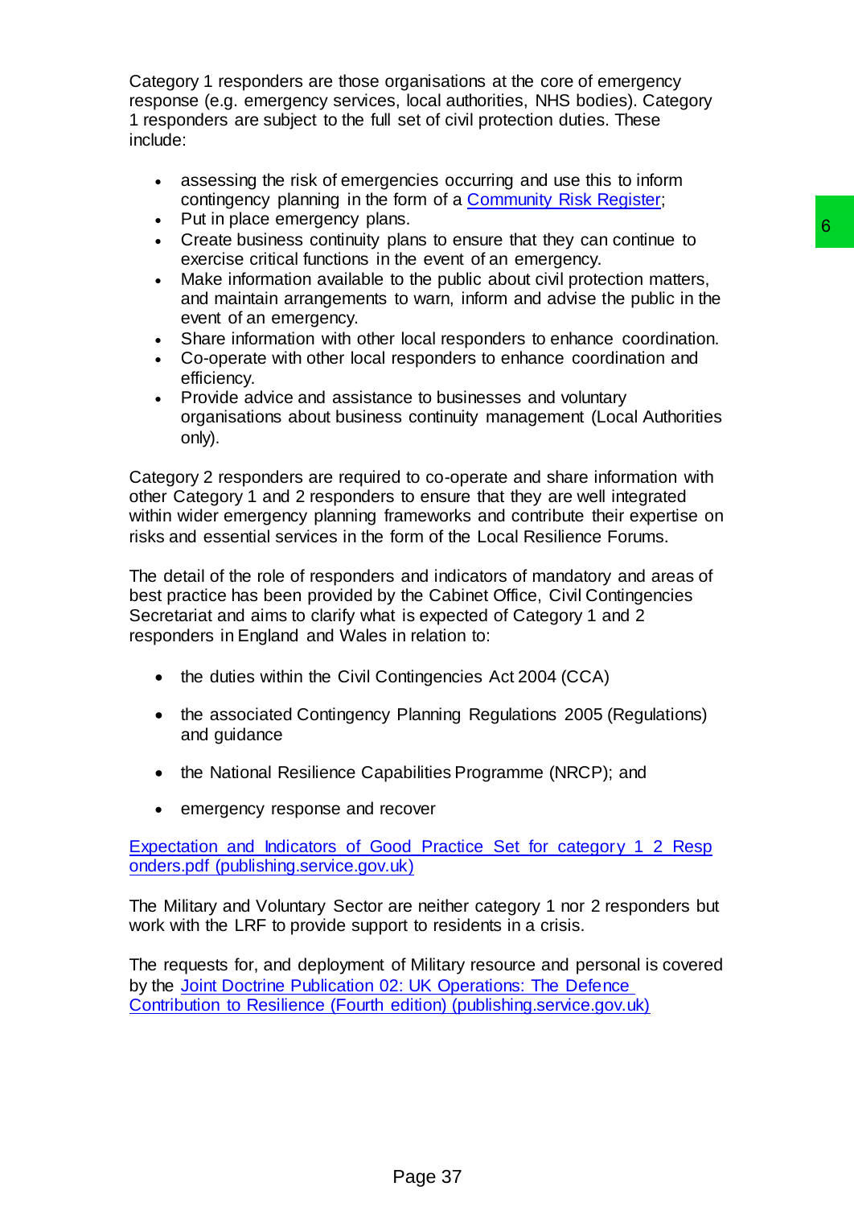Category 1 responders are those organisations at the core of emergency response (e.g. emergency services, local authorities, NHS bodies). Category 1 responders are subject to the full set of civil protection duties. These include:

- assessing the risk of emergencies occurring and use this to inform contingency planning in the form of a [Community Risk Register];
- Put in place emergency plans.
- Create business continuity plans to ensure that they can continue to exercise critical functions in the event of an emergency.
- Make information available to the public about civil protection matters, and maintain arrangements to warn, inform and advise the public in the event of an emergency.
- Share information with other local responders to enhance coordination.
- Co-operate with other local responders to enhance coordination and efficiency.
- Provide advice and assistance to businesses and voluntary organisations about business continuity management (Local Authorities only).

Category 2 responders are required to co-operate and share information with other Category 1 and 2 responders to ensure that they are well integrated within wider emergency planning frameworks and contribute their expertise on risks and essential services in the form of the Local Resilience Forums.

The detail of the role of responders and indicators of mandatory and areas of best practice has been provided by the Cabinet Office, Civil Contingencies Secretariat and aims to clarify what is expected of Category 1 and 2 responders in England and Wales in relation to:

- the duties within the Civil Contingencies Act 2004 (CCA)
- the associated Contingency Planning Regulations 2005 (Regulations) and guidance
- the National Resilience Capabilities Programme (NRCP); and
- emergency response and recover

Expectation and Indicators of Good Practice Set for category 1 2 Responders.pdf (publishing.service.gov.uk)

The Military and Voluntary Sector are neither category 1 nor 2 responders but work with the LRF to provide support to residents in a crisis.

The requests for, and deployment of Military resource and personal is covered by the Joint Doctrine Publication 02: UK Operations: The Defence Contribution to Resilience (Fourth edition) (publishing.service.gov.uk)